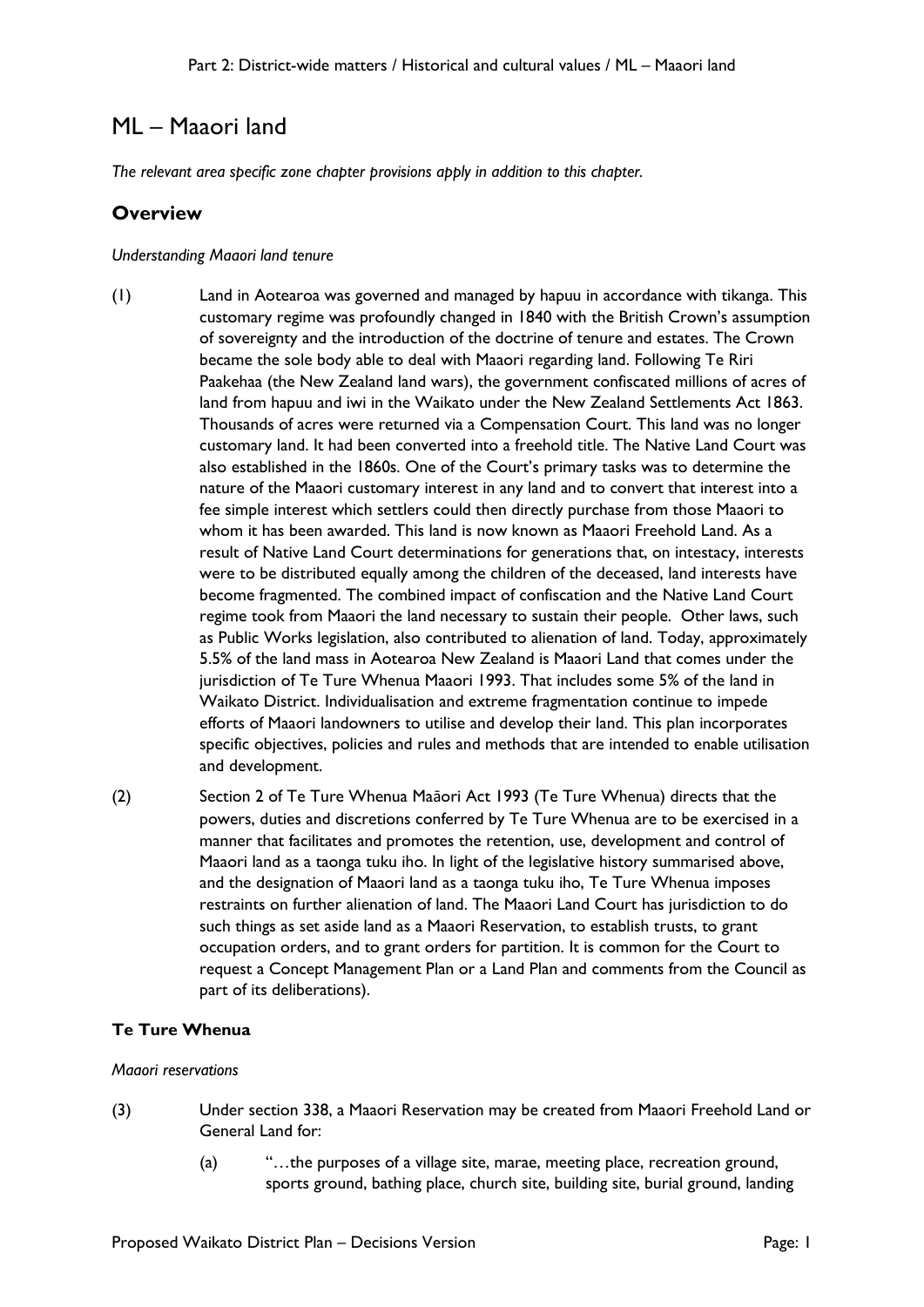# ML – Maaori land

*The relevant area specific zone chapter provisions apply in addition to this chapter.*

## Overview

*Understanding Maaori land tenure*

(1) Land in Aotearoa was governed and managed by hapuu in accordance with tikanga. This customary regime was profoundly changed in 1840 with the British Crown's assumption of sovereignty and the introduction of the doctrine of tenure and estates. The Crown became the sole body able to deal with Maaori regarding land. Following Te Riri Paakehaa (the New Zealand land wars), the government confiscated millions of acres of land from hapuu and iwi in the Waikato under the New Zealand Settlements Act 1863. Thousands of acres were returned via a Compensation Court. This land was no longer customary land. It had been converted into a freehold title. The Native Land Court was also established in the 1860s. One of the Court's primary tasks was to determine the nature of the Maaori customary interest in any land and to convert that interest into a fee simple interest which settlers could then directly purchase from those Maaori to whom it has been awarded. This land is now known as Maaori Freehold Land. As a result of Native Land Court determinations for generations that, on intestacy, interests were to be distributed equally among the children of the deceased, land interests have become fragmented. The combined impact of confiscation and the Native Land Court regime took from Maaori the land necessary to sustain their people. Other laws, such as Public Works legislation, also contributed to alienation of land. Today, approximately 5.5% of the land mass in Aotearoa New Zealand is Maaori Land that comes under the jurisdiction of Te Ture Whenua Maaori 1993. That includes some 5% of the land in Waikato District. Individualisation and extreme fragmentation continue to impede efforts of Maaori landowners to utilise and develop their land. This plan incorporates specific objectives, policies and rules and methods that are intended to enable utilisation and development.

(2) Section 2 of Te Ture Whenua Maāori Act 1993 (Te Ture Whenua) directs that the powers, duties and discretions conferred by Te Ture Whenua are to be exercised in a manner that facilitates and promotes the retention, use, development and control of Maaori land as a taonga tuku iho. In light of the legislative history summarised above, and the designation of Maaori land as a taonga tuku iho, Te Ture Whenua imposes restraints on further alienation of land. The Maaori Land Court has jurisdiction to do such things as set aside land as a Maaori Reservation, to establish trusts, to grant occupation orders, and to grant orders for partition. It is common for the Court to request a Concept Management Plan or a Land Plan and comments from the Council as part of its deliberations).

### Te Ture Whenua

*Maaori reservations*

(3) Under section 338, a Maaori Reservation may be created from Maaori Freehold Land or General Land for:

(a) "…the purposes of a village site, marae, meeting place, recreation ground, sports ground, bathing place, church site, building site, burial ground, landing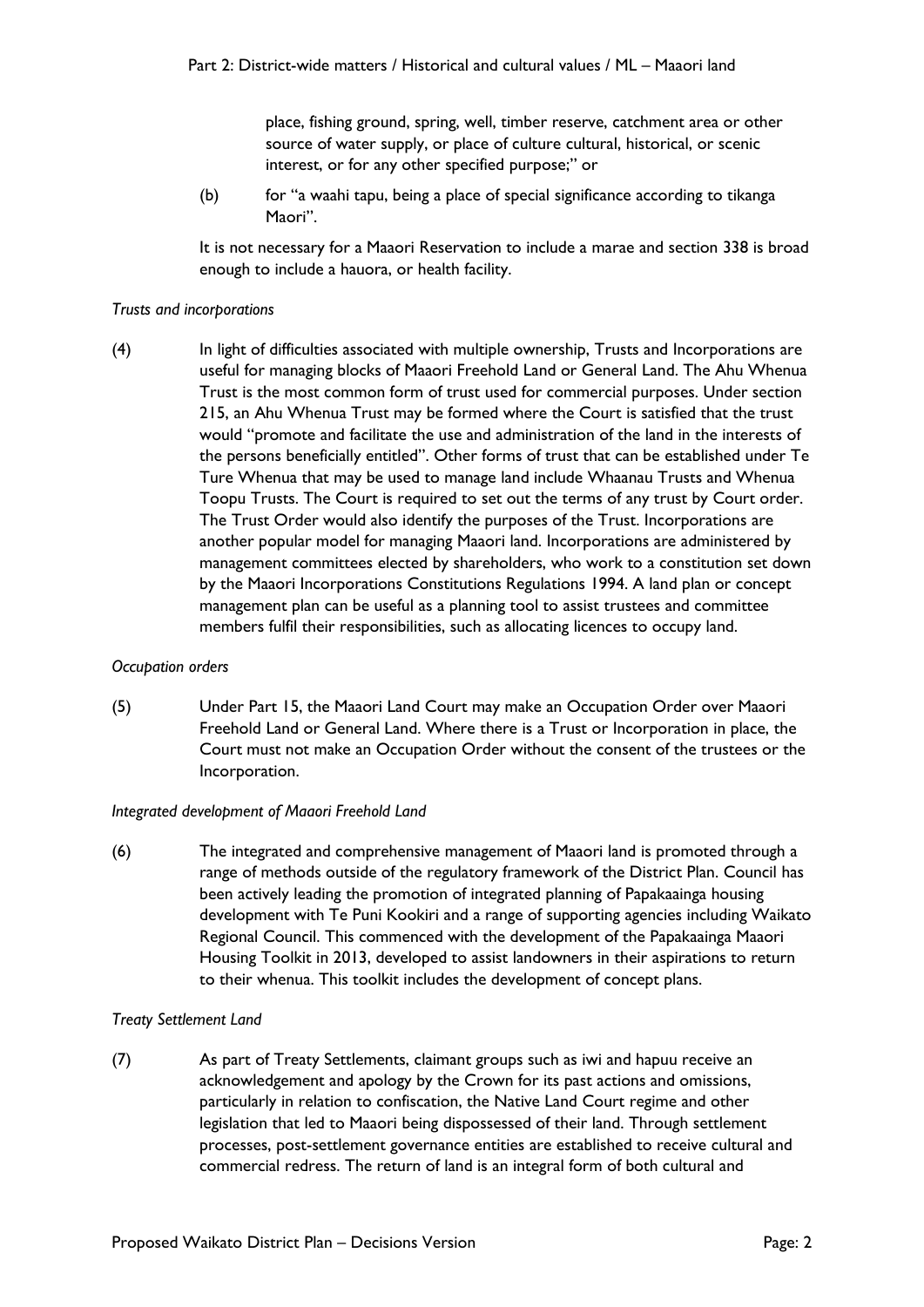place, fishing ground, spring, well, timber reserve, catchment area or other source of water supply, or place of culture cultural, historical, or scenic interest, or for any other specified purpose;" or

(b) for "a waahi tapu, being a place of special significance according to tikanga Maori".

It is not necessary for a Maaori Reservation to include a marae and section 338 is broad enough to include a hauora, or health facility.

*Trusts and incorporations*

(4) In light of difficulties associated with multiple ownership, Trusts and Incorporations are useful for managing blocks of Maaori Freehold Land or General Land. The Ahu Whenua Trust is the most common form of trust used for commercial purposes. Under section 215, an Ahu Whenua Trust may be formed where the Court is satisfied that the trust would "promote and facilitate the use and administration of the land in the interests of the persons beneficially entitled". Other forms of trust that can be established under Te Ture Whenua that may be used to manage land include Whaanau Trusts and Whenua Toopu Trusts. The Court is required to set out the terms of any trust by Court order. The Trust Order would also identify the purposes of the Trust. Incorporations are another popular model for managing Maaori land. Incorporations are administered by management committees elected by shareholders, who work to a constitution set down by the Maaori Incorporations Constitutions Regulations 1994. A land plan or concept management plan can be useful as a planning tool to assist trustees and committee members fulfil their responsibilities, such as allocating licences to occupy land.

*Occupation orders*

(5) Under Part 15, the Maaori Land Court may make an Occupation Order over Maaori Freehold Land or General Land. Where there is a Trust or Incorporation in place, the Court must not make an Occupation Order without the consent of the trustees or the Incorporation.

*Integrated development of Maaori Freehold Land*

(6) The integrated and comprehensive management of Maaori land is promoted through a range of methods outside of the regulatory framework of the District Plan. Council has been actively leading the promotion of integrated planning of Papakaainga housing development with Te Puni Kookiri and a range of supporting agencies including Waikato Regional Council. This commenced with the development of the Papakaainga Maaori Housing Toolkit in 2013, developed to assist landowners in their aspirations to return to their whenua. This toolkit includes the development of concept plans.

*Treaty Settlement Land*

(7) As part of Treaty Settlements, claimant groups such as iwi and hapuu receive an acknowledgement and apology by the Crown for its past actions and omissions, particularly in relation to confiscation, the Native Land Court regime and other legislation that led to Maaori being dispossessed of their land. Through settlement processes, post-settlement governance entities are established to receive cultural and commercial redress. The return of land is an integral form of both cultural and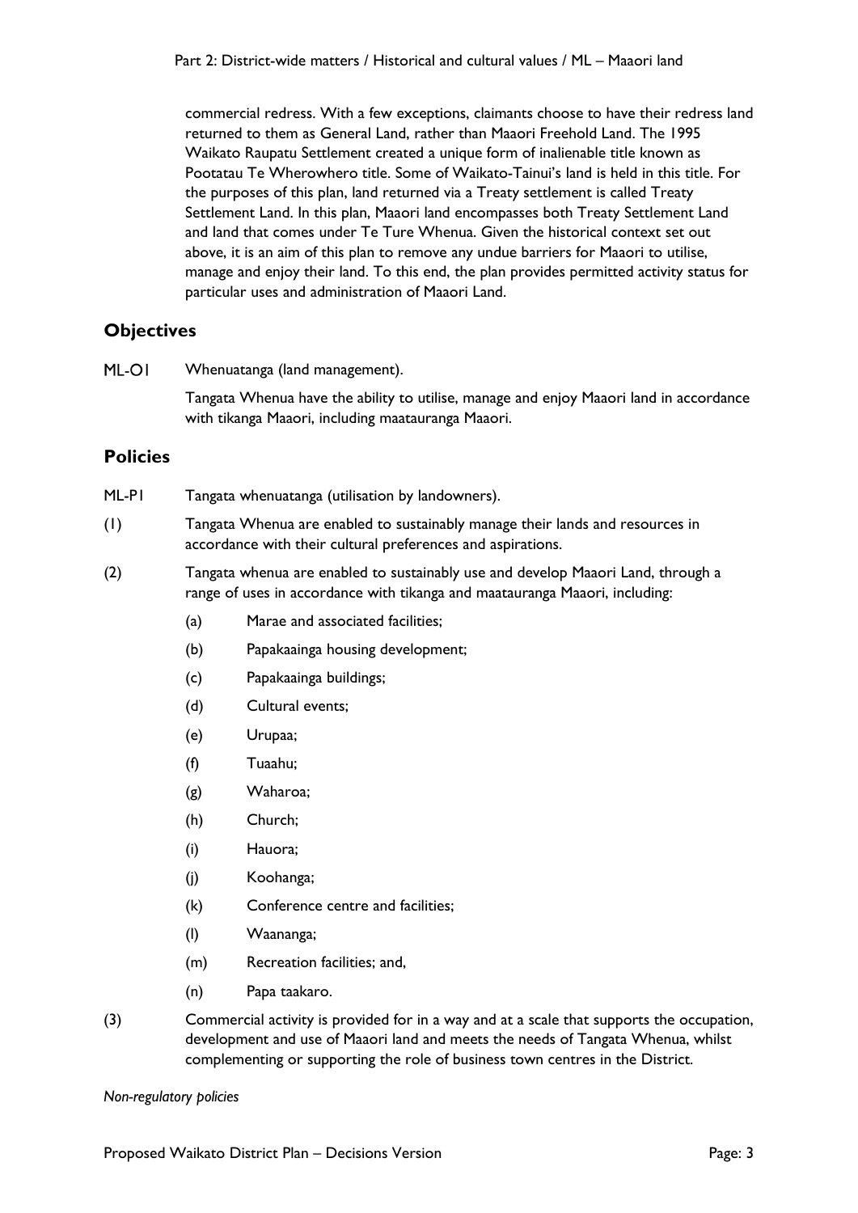commercial redress. With a few exceptions, claimants choose to have their redress land returned to them as General Land, rather than Maaori Freehold Land. The 1995 Waikato Raupatu Settlement created a unique form of inalienable title known as Pootatau Te Wherowhero title. Some of Waikato-Tainui's land is held in this title. For the purposes of this plan, land returned via a Treaty settlement is called Treaty Settlement Land. In this plan, Maaori land encompasses both Treaty Settlement Land and land that comes under Te Ture Whenua. Given the historical context set out above, it is an aim of this plan to remove any undue barriers for Maaori to utilise, manage and enjoy their land. To this end, the plan provides permitted activity status for particular uses and administration of Maaori Land.

## Objectives

ML-O1 Whenuatanga (land management).

Tangata Whenua have the ability to utilise, manage and enjoy Maaori land in accordance with tikanga Maaori, including maatauranga Maaori.

## Policies

ML-P1 Tangata whenuatanga (utilisation by landowners).

(1) Tangata Whenua are enabled to sustainably manage their lands and resources in accordance with their cultural preferences and aspirations.

(2) Tangata whenua are enabled to sustainably use and develop Maaori Land, through a range of uses in accordance with tikanga and maatauranga Maaori, including:

- (a) Marae and associated facilities;
- (b) Papakaainga housing development;
- (c) Papakaainga buildings;
- (d) Cultural events;
- (e) Urupaa;
- (f) Tuaahu;
- (g) Waharoa;
- (h) Church;
- (i) Hauora;
- (j) Koohanga;
- (k) Conference centre and facilities;
- (l) Waananga;
- (m) Recreation facilities; and,
- (n) Papa taakaro.

(3) Commercial activity is provided for in a way and at a scale that supports the occupation, development and use of Maaori land and meets the needs of Tangata Whenua, whilst complementing or supporting the role of business town centres in the District.

*Non-regulatory policies*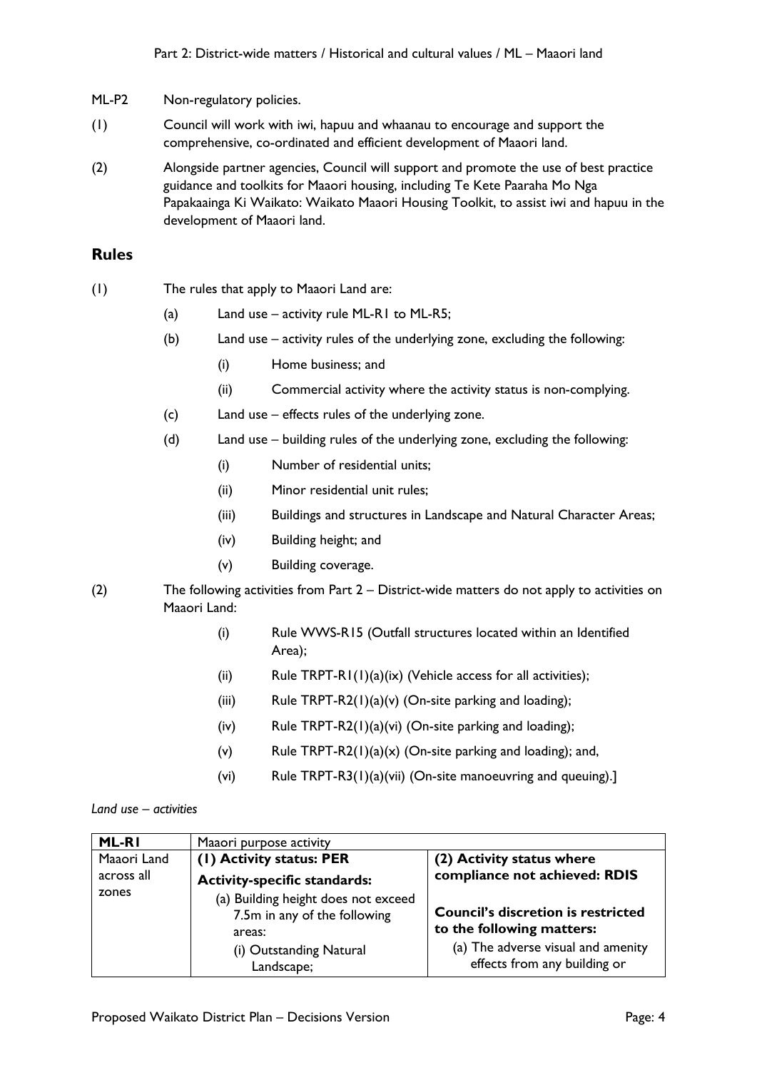ML-P2 Non-regulatory policies.

(1) Council will work with iwi, hapuu and whaanau to encourage and support the comprehensive, co-ordinated and efficient development of Maaori land.

(2) Alongside partner agencies, Council will support and promote the use of best practice guidance and toolkits for Maaori housing, including Te Kete Paaraha Mo Nga Papakaainga Ki Waikato: Waikato Maaori Housing Toolkit, to assist iwi and hapuu in the development of Maaori land.

## Rules

(1) The rules that apply to Maaori Land are:

- (a) Land use – activity rule ML-R1 to ML-R5;
- (b) Land use – activity rules of the underlying zone, excluding the following:
  - (i) Home business; and
  - (ii) Commercial activity where the activity status is non-complying.
- (c) Land use – effects rules of the underlying zone.
- (d) Land use – building rules of the underlying zone, excluding the following:
  - (i) Number of residential units;
  - (ii) Minor residential unit rules;
  - (iii) Buildings and structures in Landscape and Natural Character Areas;
  - (iv) Building height; and
  - (v) Building coverage.

(2) The following activities from Part 2 – District-wide matters do not apply to activities on Maaori Land:

- (i) Rule WWS-R15 (Outfall structures located within an Identified Area);
- (ii) Rule TRPT-R1(1)(a)(ix) (Vehicle access for all activities);
- (iii) Rule TRPT-R2(1)(a)(v) (On-site parking and loading);
- (iv) Rule TRPT-R2(1)(a)(vi) (On-site parking and loading);
- (v) Rule TRPT-R2(1)(a)(x) (On-site parking and loading); and,
- (vi) Rule TRPT-R3(1)(a)(vii) (On-site manoeuvring and queuing).]

*Land use – activities*

| **ML-R1** | Maaori purpose activity | |
|---|---|---|
| Maaori Land across all zones | **(1) Activity status: PER**<br>**Activity-specific standards:**<br>(a) Building height does not exceed 7.5m in any of the following areas:<br>(i) Outstanding Natural Landscape; | **(2) Activity status where compliance not achieved: RDIS**<br>**Council's discretion is restricted to the following matters:**<br>(a) The adverse visual and amenity effects from any building or |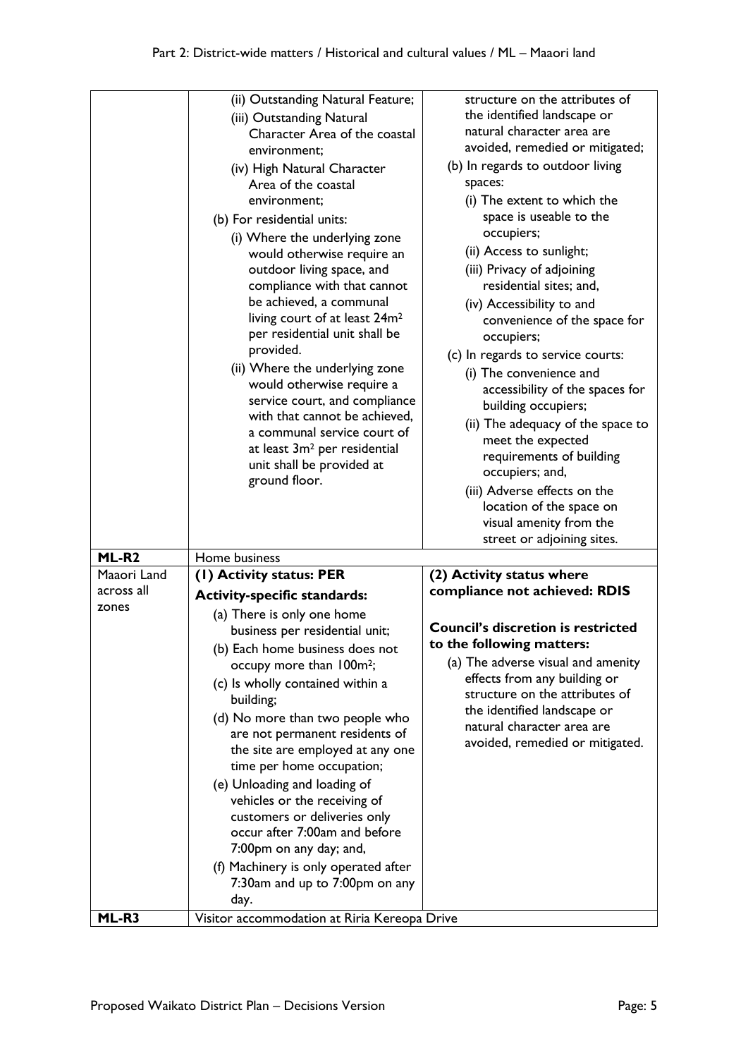| | | |
|---|---|---|
| | (ii) Outstanding Natural Feature;<br>(iii) Outstanding Natural Character Area of the coastal environment;<br>(iv) High Natural Character Area of the coastal environment;<br>(b) For residential units:<br>(i) Where the underlying zone would otherwise require an outdoor living space, and compliance with that cannot be achieved, a communal living court of at least 24m² per residential unit shall be provided.<br>(ii) Where the underlying zone would otherwise require a service court, and compliance with that cannot be achieved, a communal service court of at least 3m² per residential unit shall be provided at ground floor. | structure on the attributes of the identified landscape or natural character area are avoided, remedied or mitigated;<br>(b) In regards to outdoor living spaces:<br>(i) The extent to which the space is useable to the occupiers;<br>(ii) Access to sunlight;<br>(iii) Privacy of adjoining residential sites; and,<br>(iv) Accessibility to and convenience of the space for occupiers;<br>(c) In regards to service courts:<br>(i) The convenience and accessibility of the spaces for building occupiers;<br>(ii) The adequacy of the space to meet the expected requirements of building occupiers; and,<br>(iii) Adverse effects on the location of the space on visual amenity from the street or adjoining sites. |
| **ML-R2** | Home business | |
| Maaori Land across all zones | **(1) Activity status: PER**<br>**Activity-specific standards:**<br>(a) There is only one home business per residential unit;<br>(b) Each home business does not occupy more than 100m²;<br>(c) Is wholly contained within a building;<br>(d) No more than two people who are not permanent residents of the site are employed at any one time per home occupation;<br>(e) Unloading and loading of vehicles or the receiving of customers or deliveries only occur after 7:00am and before 7:00pm on any day; and,<br>(f) Machinery is only operated after 7:30am and up to 7:00pm on any day. | **(2) Activity status where compliance not achieved: RDIS**<br><br>**Council's discretion is restricted to the following matters:**<br>(a) The adverse visual and amenity effects from any building or structure on the attributes of the identified landscape or natural character area are avoided, remedied or mitigated. |
| **ML-R3** | Visitor accommodation at Riria Kereopa Drive | |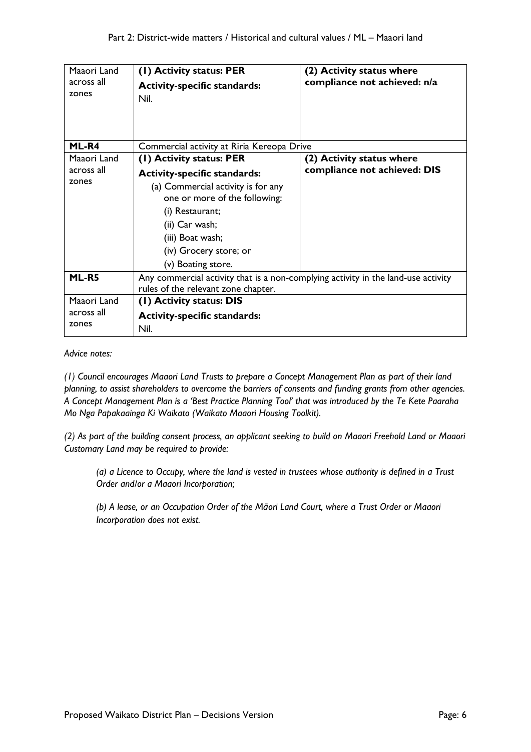| | | |
|---|---|---|
| Maaori Land across all zones | **(1) Activity status: PER**<br>**Activity-specific standards:**<br>Nil. | **(2) Activity status where compliance not achieved: n/a** |
| **ML-R4** | Commercial activity at Riria Kereopa Drive | |
| Maaori Land across all zones | **(1) Activity status: PER**<br>**Activity-specific standards:**<br>(a) Commercial activity is for any one or more of the following:<br>(i) Restaurant;<br>(ii) Car wash;<br>(iii) Boat wash;<br>(iv) Grocery store; or<br>(v) Boating store. | **(2) Activity status where compliance not achieved: DIS** |
| **ML-R5** | Any commercial activity that is a non-complying activity in the land-use activity rules of the relevant zone chapter. | |
| Maaori Land across all zones | **(1) Activity status: DIS**<br>**Activity-specific standards:**<br>Nil. | |

*Advice notes:*

*(1) Council encourages Maaori Land Trusts to prepare a Concept Management Plan as part of their land planning, to assist shareholders to overcome the barriers of consents and funding grants from other agencies. A Concept Management Plan is a 'Best Practice Planning Tool' that was introduced by the Te Kete Paaraha Mo Nga Papakaainga Ki Waikato (Waikato Maaori Housing Toolkit).*

*(2) As part of the building consent process, an applicant seeking to build on Maaori Freehold Land or Maaori Customary Land may be required to provide:*

*(a) a Licence to Occupy, where the land is vested in trustees whose authority is defined in a Trust Order and/or a Maaori Incorporation;*

*(b) A lease, or an Occupation Order of the Māori Land Court, where a Trust Order or Maaori Incorporation does not exist.*